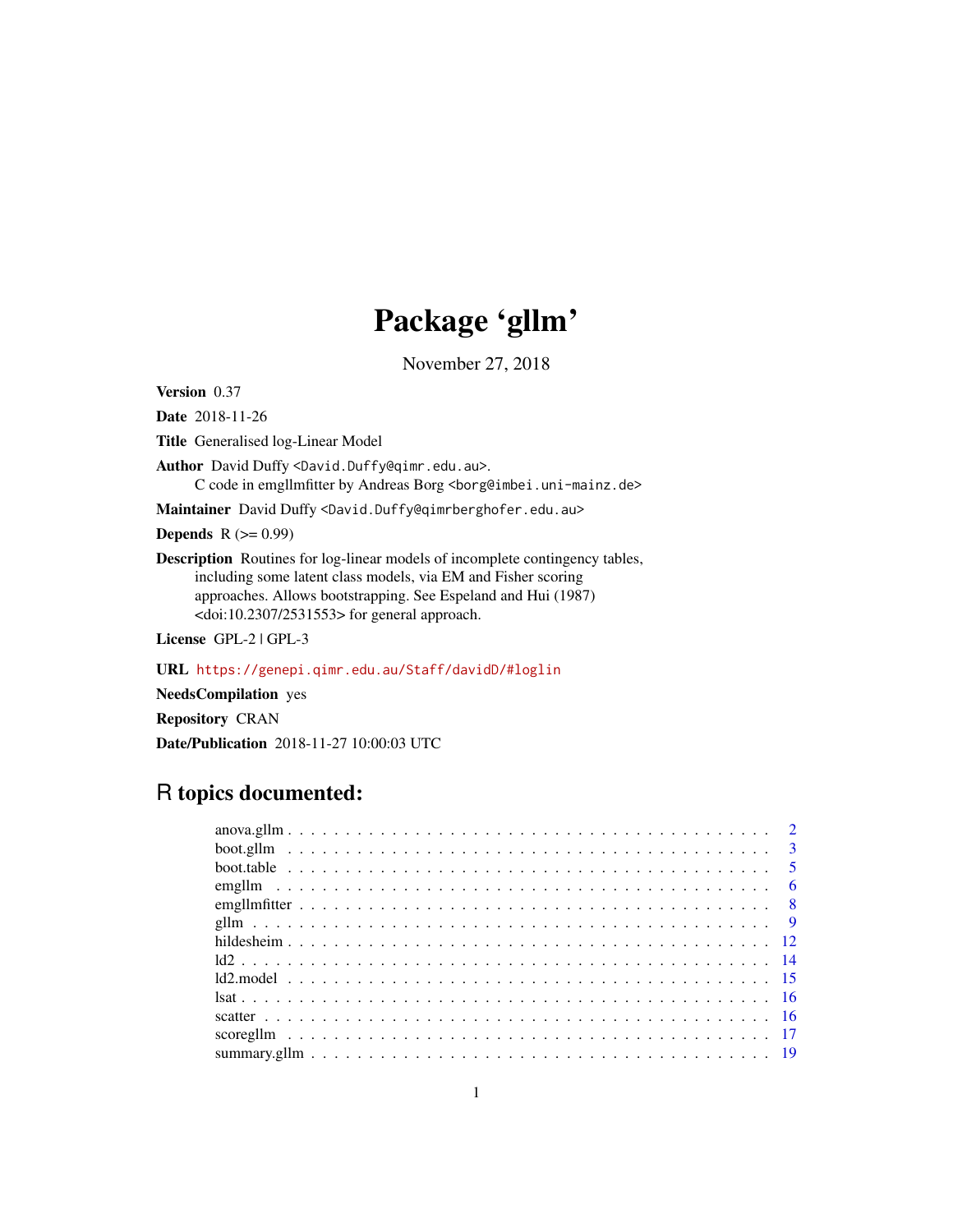# Package 'gllm'

November 27, 2018

**Version** 0.37

**Date** 2018-11-26

**Title** Generalised log-Linear Model

**Author** David Duffy <David.Duffy@qimr.edu.au>.
C code in emgllmfitter by Andreas Borg <borg@imbei.uni-mainz.de>

**Maintainer** David Duffy <David.Duffy@qimrberghofer.edu.au>

**Depends** R (>= 0.99)

**Description** Routines for log-linear models of incomplete contingency tables, including some latent class models, via EM and Fisher scoring approaches. Allows bootstrapping. See Espeland and Hui (1987) <doi:10.2307/2531553> for general approach.

**License** GPL-2 | GPL-3

**URL** https://genepi.qimr.edu.au/Staff/davidD/#loglin

**NeedsCompilation** yes

**Repository** CRAN

**Date/Publication** 2018-11-27 10:00:03 UTC

## R topics documented:

- anova.gllm . . . . . . . . . . . . . . . . . . . . . . . . . . . . . . . . . . . . . . . . . . 2
- boot.gllm . . . . . . . . . . . . . . . . . . . . . . . . . . . . . . . . . . . . . . . . . . 3
- boot.table . . . . . . . . . . . . . . . . . . . . . . . . . . . . . . . . . . . . . . . . . . 5
- emgllm . . . . . . . . . . . . . . . . . . . . . . . . . . . . . . . . . . . . . . . . . . 6
- emgllmfitter . . . . . . . . . . . . . . . . . . . . . . . . . . . . . . . . . . . . . . . . . . 8
- gllm . . . . . . . . . . . . . . . . . . . . . . . . . . . . . . . . . . . . . . . . . . 9
- hildesheim . . . . . . . . . . . . . . . . . . . . . . . . . . . . . . . . . . . . . . . . . . 12
- ld2 . . . . . . . . . . . . . . . . . . . . . . . . . . . . . . . . . . . . . . . . . . 14
- ld2.model . . . . . . . . . . . . . . . . . . . . . . . . . . . . . . . . . . . . . . . . . . 15
- lsat . . . . . . . . . . . . . . . . . . . . . . . . . . . . . . . . . . . . . . . . . . 16
- scatter . . . . . . . . . . . . . . . . . . . . . . . . . . . . . . . . . . . . . . . . . . 16
- scoregllm . . . . . . . . . . . . . . . . . . . . . . . . . . . . . . . . . . . . . . . . . . 17
- summary.gllm . . . . . . . . . . . . . . . . . . . . . . . . . . . . . . . . . . . . . . . . . . 19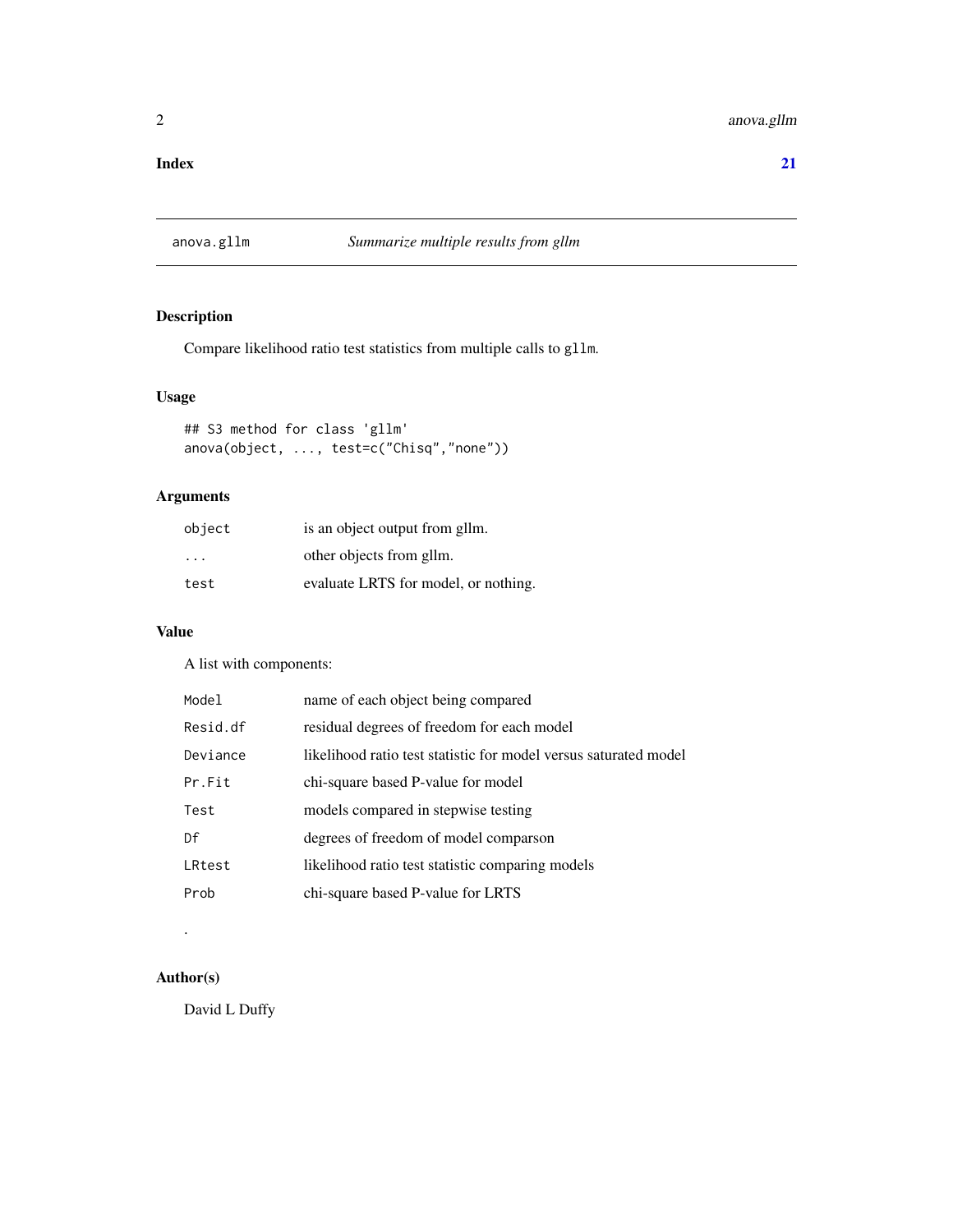**Index** **21**

---

anova.gllm *Summarize multiple results from gllm*

---

## Description

Compare likelihood ratio test statistics from multiple calls to `gllm`.

## Usage

```
## S3 method for class 'gllm'
anova(object, ..., test=c("Chisq","none"))
```

## Arguments

| | |
|---|---|
| `object` | is an object output from gllm. |
| `...` | other objects from gllm. |
| `test` | evaluate LRTS for model, or nothing. |

## Value

A list with components:

| | |
|---|---|
| `Model` | name of each object being compared |
| `Resid.df` | residual degrees of freedom for each model |
| `Deviance` | likelihood ratio test statistic for model versus saturated model |
| `Pr.Fit` | chi-square based P-value for model |
| `Test` | models compared in stepwise testing |
| `Df` | degrees of freedom of model comparson |
| `LRtest` | likelihood ratio test statistic comparing models |
| `Prob` | chi-square based P-value for LRTS |

.

## Author(s)

David L Duffy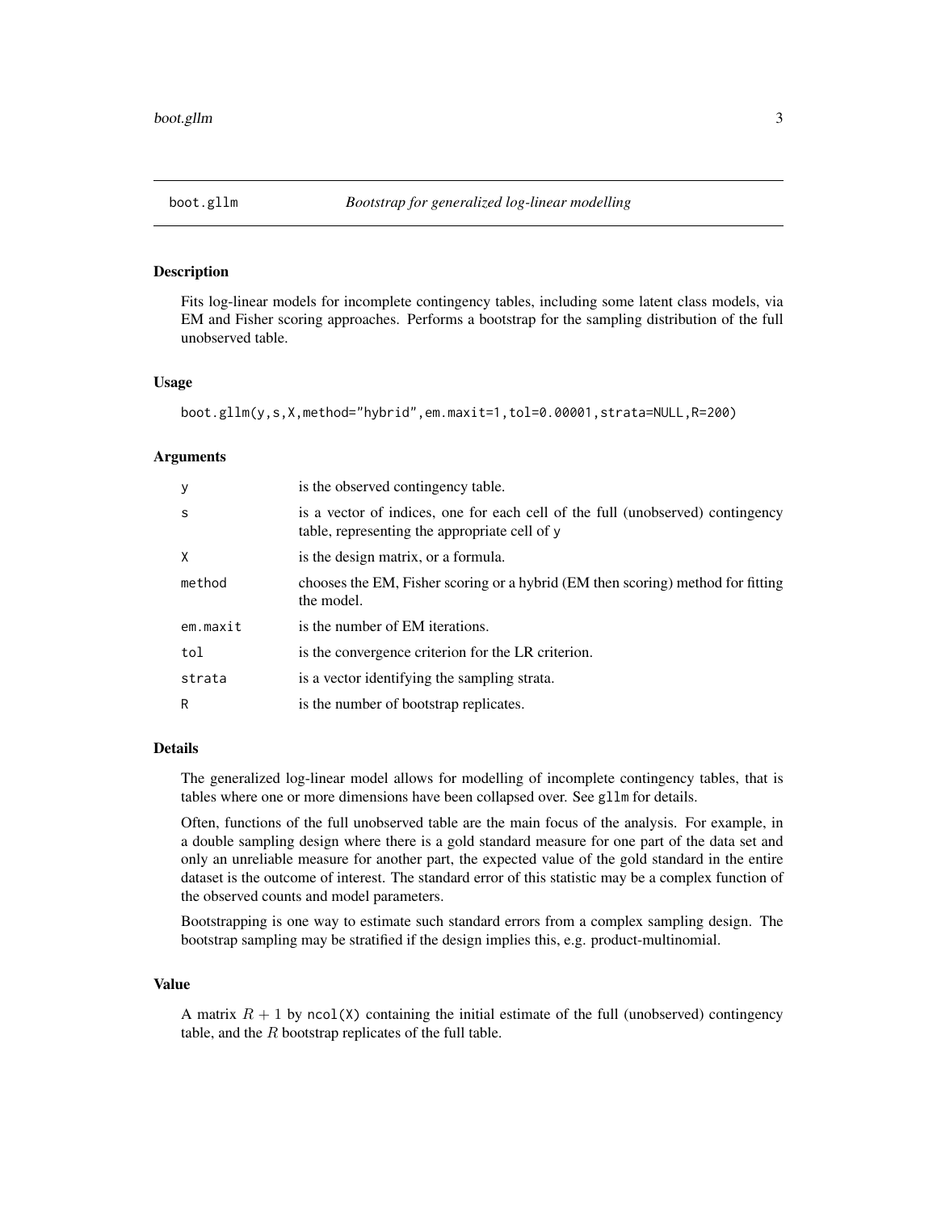# boot.gllm — Bootstrap for generalized log-linear modelling

## Description

Fits log-linear models for incomplete contingency tables, including some latent class models, via EM and Fisher scoring approaches. Performs a bootstrap for the sampling distribution of the full unobserved table.

## Usage

```
boot.gllm(y,s,X,method="hybrid",em.maxit=1,tol=0.00001,strata=NULL,R=200)
```

## Arguments

| | |
|---|---|
| `y` | is the observed contingency table. |
| `s` | is a vector of indices, one for each cell of the full (unobserved) contingency table, representing the appropriate cell of `y` |
| `X` | is the design matrix, or a formula. |
| `method` | chooses the EM, Fisher scoring or a hybrid (EM then scoring) method for fitting the model. |
| `em.maxit` | is the number of EM iterations. |
| `tol` | is the convergence criterion for the LR criterion. |
| `strata` | is a vector identifying the sampling strata. |
| `R` | is the number of bootstrap replicates. |

## Details

The generalized log-linear model allows for modelling of incomplete contingency tables, that is tables where one or more dimensions have been collapsed over. See `gllm` for details.

Often, functions of the full unobserved table are the main focus of the analysis. For example, in a double sampling design where there is a gold standard measure for one part of the data set and only an unreliable measure for another part, the expected value of the gold standard in the entire dataset is the outcome of interest. The standard error of this statistic may be a complex function of the observed counts and model parameters.

Bootstrapping is one way to estimate such standard errors from a complex sampling design. The bootstrap sampling may be stratified if the design implies this, e.g. product-multinomial.

## Value

A matrix $R + 1$ by `ncol(X)` containing the initial estimate of the full (unobserved) contingency table, and the $R$ bootstrap replicates of the full table.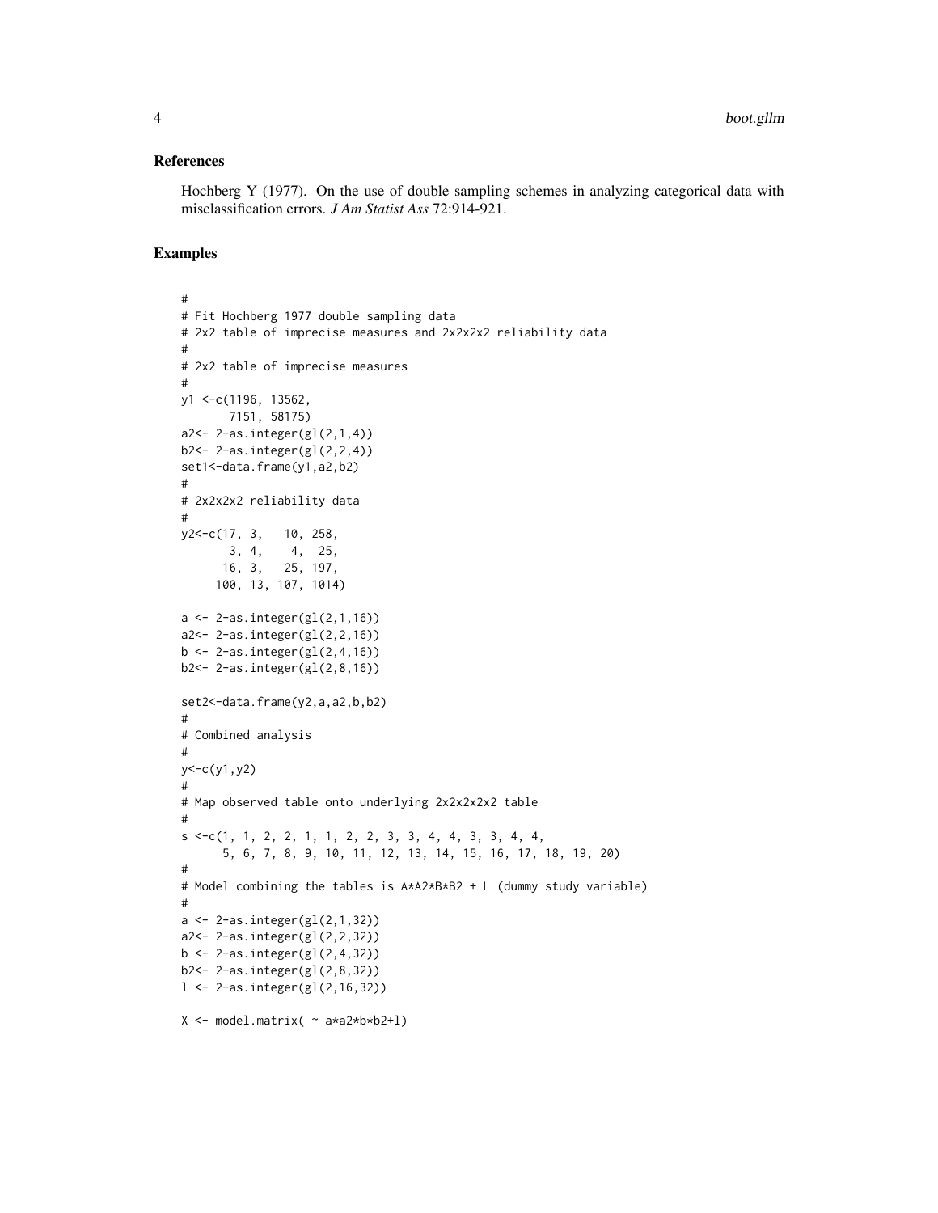### References

Hochberg Y (1977). On the use of double sampling schemes in analyzing categorical data with misclassification errors. *J Am Statist Ass* 72:914-921.

### Examples

```
#
# Fit Hochberg 1977 double sampling data
# 2x2 table of imprecise measures and 2x2x2x2 reliability data
#
# 2x2 table of imprecise measures
#
y1 <-c(1196, 13562,
       7151, 58175)
a2<- 2-as.integer(gl(2,1,4))
b2<- 2-as.integer(gl(2,2,4))
set1<-data.frame(y1,a2,b2)
#
# 2x2x2x2 reliability data
#
y2<-c(17, 3,   10, 258,
       3, 4,    4,  25,
      16, 3,   25, 197,
     100, 13, 107, 1014)

a <- 2-as.integer(gl(2,1,16))
a2<- 2-as.integer(gl(2,2,16))
b <- 2-as.integer(gl(2,4,16))
b2<- 2-as.integer(gl(2,8,16))

set2<-data.frame(y2,a,a2,b,b2)
#
# Combined analysis
#
y<-c(y1,y2)
#
# Map observed table onto underlying 2x2x2x2x2 table
#
s <-c(1, 1, 2, 2, 1, 1, 2, 2, 3, 3, 4, 4, 3, 3, 4, 4,
      5, 6, 7, 8, 9, 10, 11, 12, 13, 14, 15, 16, 17, 18, 19, 20)
#
# Model combining the tables is A*A2*B*B2 + L (dummy study variable)
#
a <- 2-as.integer(gl(2,1,32))
a2<- 2-as.integer(gl(2,2,32))
b <- 2-as.integer(gl(2,4,32))
b2<- 2-as.integer(gl(2,8,32))
l <- 2-as.integer(gl(2,16,32))

X <- model.matrix( ~ a*a2*b*b2+l)
```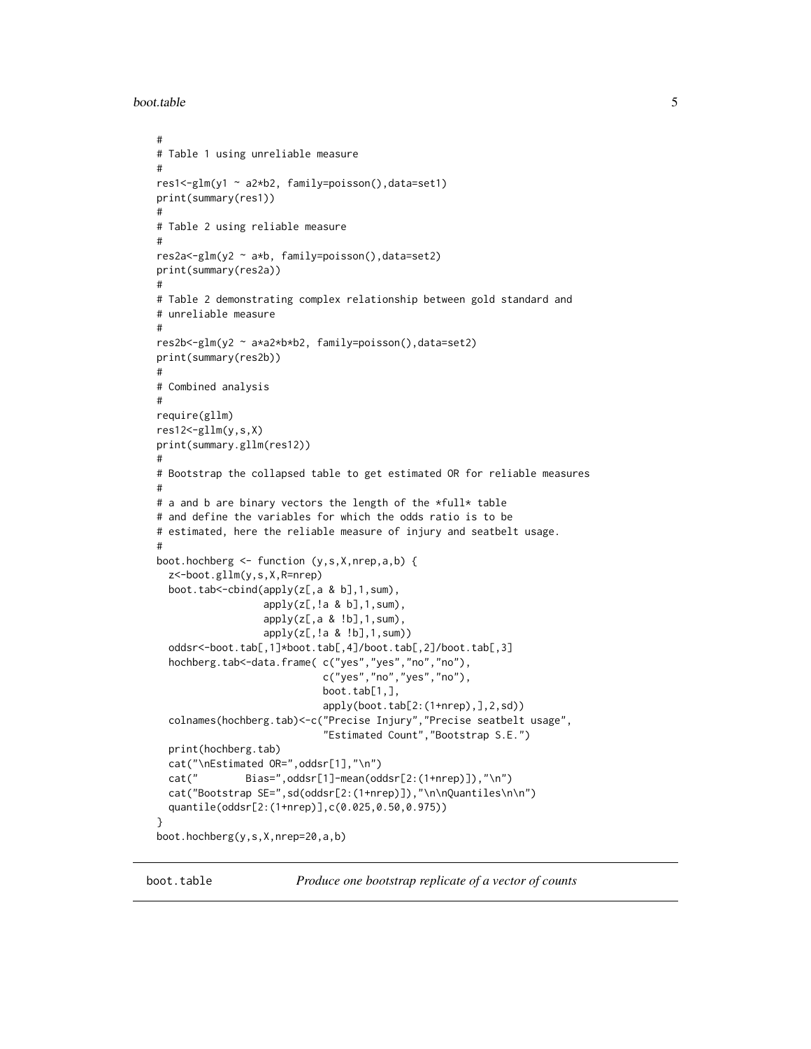```
#
# Table 1 using unreliable measure
#
res1<-glm(y1 ~ a2*b2, family=poisson(),data=set1)
print(summary(res1))
#
# Table 2 using reliable measure
#
res2a<-glm(y2 ~ a*b, family=poisson(),data=set2)
print(summary(res2a))
#
# Table 2 demonstrating complex relationship between gold standard and
# unreliable measure
#
res2b<-glm(y2 ~ a*a2*b*b2, family=poisson(),data=set2)
print(summary(res2b))
#
# Combined analysis
#
require(gllm)
res12<-gllm(y,s,X)
print(summary.gllm(res12))
#
# Bootstrap the collapsed table to get estimated OR for reliable measures
#
# a and b are binary vectors the length of the *full* table
# and define the variables for which the odds ratio is to be
# estimated, here the reliable measure of injury and seatbelt usage.
#
boot.hochberg <- function (y,s,X,nrep,a,b) {
  z<-boot.gllm(y,s,X,R=nrep)
  boot.tab<-cbind(apply(z[,a & b],1,sum),
                  apply(z[,!a & b],1,sum),
                  apply(z[,a & !b],1,sum),
                  apply(z[,!a & !b],1,sum))
  oddsr<-boot.tab[,1]*boot.tab[,4]/boot.tab[,2]/boot.tab[,3]
  hochberg.tab<-data.frame( c("yes","yes","no","no"),
                            c("yes","no","yes","no"),
                            boot.tab[1,],
                            apply(boot.tab[2:(1+nrep),],2,sd))
  colnames(hochberg.tab)<-c("Precise Injury","Precise seatbelt usage",
                            "Estimated Count","Bootstrap S.E.")
  print(hochberg.tab)
  cat("\nEstimated OR=",oddsr[1],"\n")
  cat("        Bias=",oddsr[1]-mean(oddsr[2:(1+nrep)]),"\n")
  cat("Bootstrap SE=",sd(oddsr[2:(1+nrep)]),"\n\nQuantiles\n\n")
  quantile(oddsr[2:(1+nrep)],c(0.025,0.50,0.975))
}
boot.hochberg(y,s,X,nrep=20,a,b)
```

---

boot.table    *Produce one bootstrap replicate of a vector of counts*

---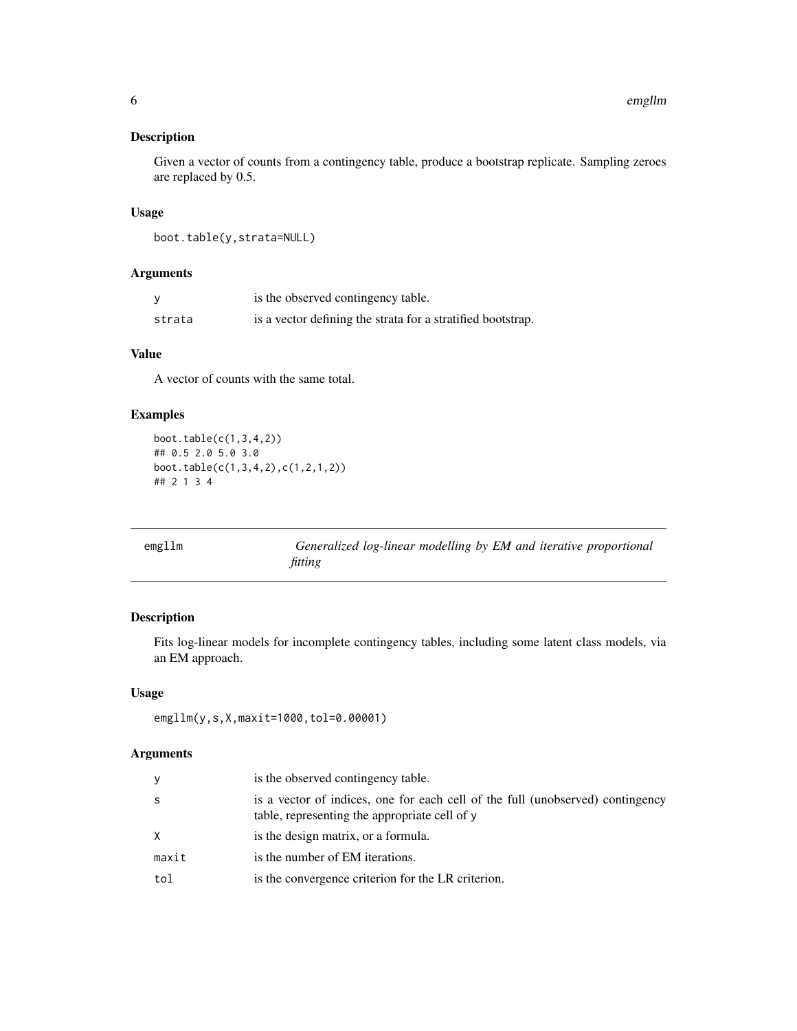### Description

Given a vector of counts from a contingency table, produce a bootstrap replicate. Sampling zeroes are replaced by 0.5.

### Usage

```
boot.table(y,strata=NULL)
```

### Arguments

| | |
|---|---|
| y | is the observed contingency table. |
| strata | is a vector defining the strata for a stratified bootstrap. |

### Value

A vector of counts with the same total.

### Examples

```
boot.table(c(1,3,4,2))
## 0.5 2.0 5.0 3.0
boot.table(c(1,3,4,2),c(1,2,1,2))
## 2 1 3 4
```

---

## emgllm — *Generalized log-linear modelling by EM and iterative proportional fitting*

---

### Description

Fits log-linear models for incomplete contingency tables, including some latent class models, via an EM approach.

### Usage

```
emgllm(y,s,X,maxit=1000,tol=0.00001)
```

### Arguments

| | |
|---|---|
| y | is the observed contingency table. |
| s | is a vector of indices, one for each cell of the full (unobserved) contingency table, representing the appropriate cell of y |
| X | is the design matrix, or a formula. |
| maxit | is the number of EM iterations. |
| tol | is the convergence criterion for the LR criterion. |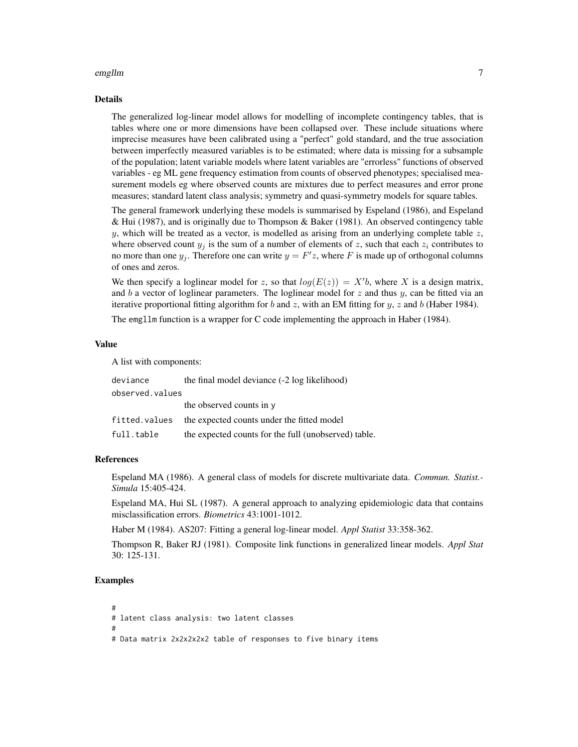## Details

The generalized log-linear model allows for modelling of incomplete contingency tables, that is tables where one or more dimensions have been collapsed over. These include situations where imprecise measures have been calibrated using a "perfect" gold standard, and the true association between imperfectly measured variables is to be estimated; where data is missing for a subsample of the population; latent variable models where latent variables are "errorless" functions of observed variables - eg ML gene frequency estimation from counts of observed phenotypes; specialised measurement models eg where observed counts are mixtures due to perfect measures and error prone measures; standard latent class analysis; symmetry and quasi-symmetry models for square tables.

The general framework underlying these models is summarised by Espeland (1986), and Espeland & Hui (1987), and is originally due to Thompson & Baker (1981). An observed contingency table $y$, which will be treated as a vector, is modelled as arising from an underlying complete table $z$, where observed count $y_j$ is the sum of a number of elements of $z$, such that each $z_i$ contributes to no more than one $y_j$. Therefore one can write $y = F'z$, where $F$ is made up of orthogonal columns of ones and zeros.

We then specify a loglinear model for $z$, so that $log(E(z)) = X'b$, where $X$ is a design matrix, and $b$ a vector of loglinear parameters. The loglinear model for $z$ and thus $y$, can be fitted via an iterative proportional fitting algorithm for $b$ and $z$, with an EM fitting for $y$, $z$ and $b$ (Haber 1984).

The `emgllm` function is a wrapper for C code implementing the approach in Haber (1984).

## Value

A list with components:

| | |
|---|---|
| `deviance` | the final model deviance (-2 log likelihood) |
| `observed.values` | the observed counts in `y` |
| `fitted.values` | the expected counts under the fitted model |
| `full.table` | the expected counts for the full (unobserved) table. |

## References

Espeland MA (1986). A general class of models for discrete multivariate data. *Commun. Statist.-Simula* 15:405-424.

Espeland MA, Hui SL (1987). A general approach to analyzing epidemiologic data that contains misclassification errors. *Biometrics* 43:1001-1012.

Haber M (1984). AS207: Fitting a general log-linear model. *Appl Statist* 33:358-362.

Thompson R, Baker RJ (1981). Composite link functions in generalized linear models. *Appl Stat* 30: 125-131.

## Examples

```
#
# latent class analysis: two latent classes
#
# Data matrix 2x2x2x2x2 table of responses to five binary items
```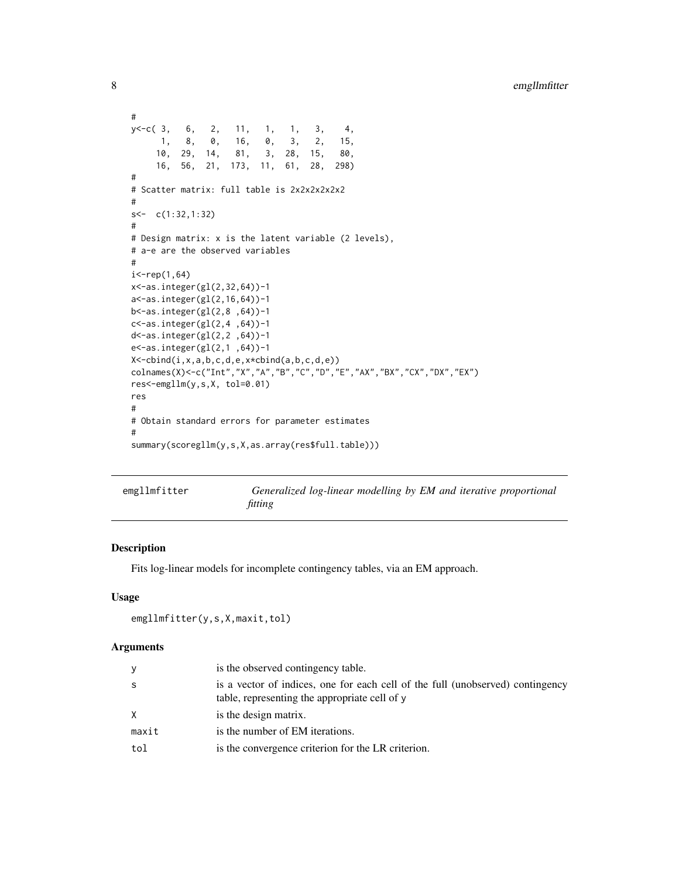```
#
y<-c( 3,   6,   2,   11,   1,   1,   3,    4,
      1,   8,   0,   16,   0,   3,   2,   15,
     10,  29,  14,   81,   3,  28,  15,   80,
     16,  56,  21,  173,  11,  61,  28,  298)
#
# Scatter matrix: full table is 2x2x2x2x2x2
#
s<-  c(1:32,1:32)
#
# Design matrix: x is the latent variable (2 levels),
# a-e are the observed variables
#
i<-rep(1,64)
x<-as.integer(gl(2,32,64))-1
a<-as.integer(gl(2,16,64))-1
b<-as.integer(gl(2,8 ,64))-1
c<-as.integer(gl(2,4 ,64))-1
d<-as.integer(gl(2,2 ,64))-1
e<-as.integer(gl(2,1 ,64))-1
X<-cbind(i,x,a,b,c,d,e,x*cbind(a,b,c,d,e))
colnames(X)<-c("Int","X","A","B","C","D","E","AX","BX","CX","DX","EX")
res<-emgllm(y,s,X, tol=0.01)
res
#
# Obtain standard errors for parameter estimates
#
summary(scoregllm(y,s,X,as.array(res$full.table)))
```

## emgllmfitter — *Generalized log-linear modelling by EM and iterative proportional fitting*

### Description

Fits log-linear models for incomplete contingency tables, via an EM approach.

### Usage

```
emgllmfitter(y,s,X,maxit,tol)
```

### Arguments

| | |
|---|---|
| y | is the observed contingency table. |
| s | is a vector of indices, one for each cell of the full (unobserved) contingency table, representing the appropriate cell of y |
| X | is the design matrix. |
| maxit | is the number of EM iterations. |
| tol | is the convergence criterion for the LR criterion. |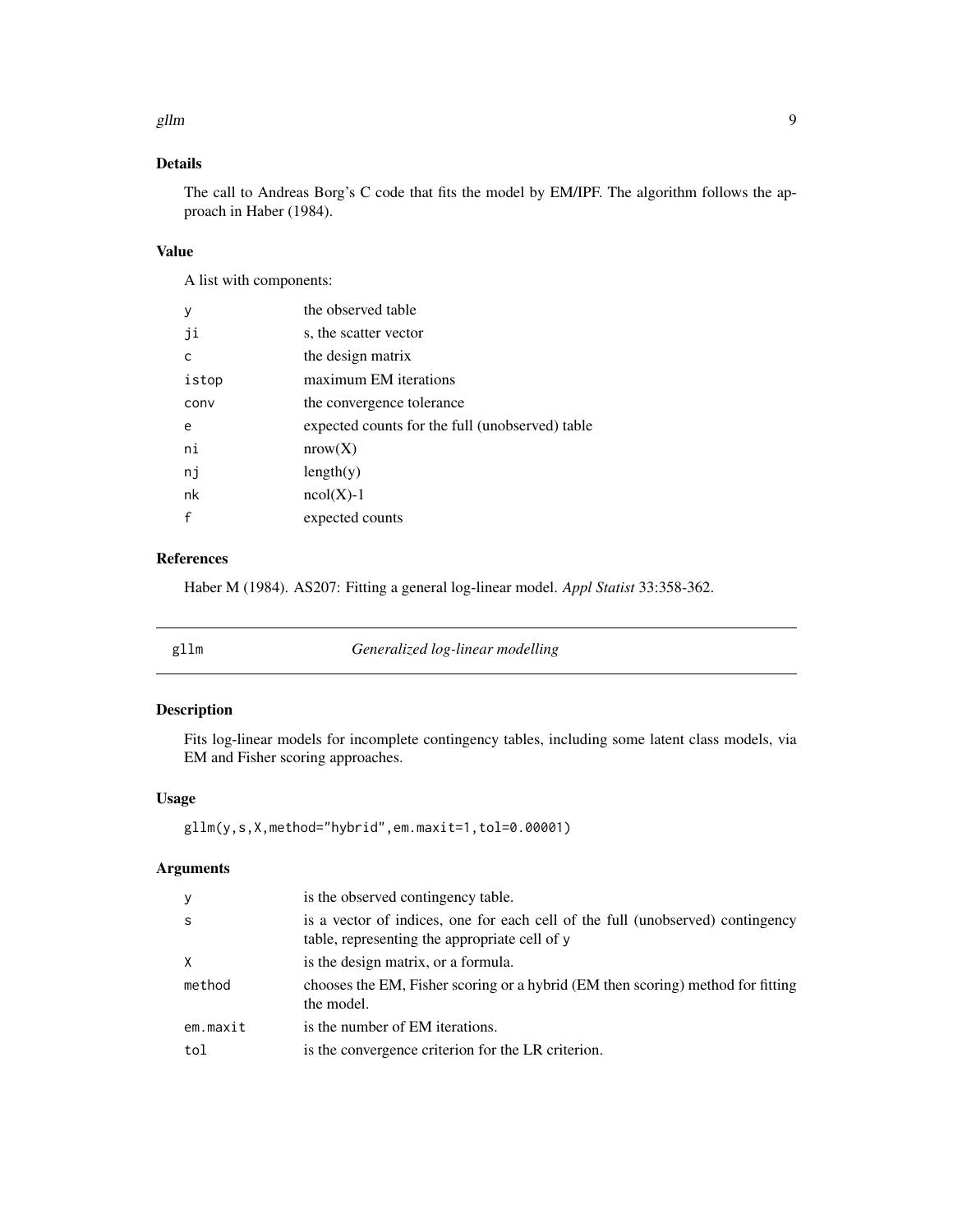### Details

The call to Andreas Borg's C code that fits the model by EM/IPF. The algorithm follows the approach in Haber (1984).

### Value

A list with components:

| | |
|---|---|
| `y` | the observed table |
| `ji` | s, the scatter vector |
| `c` | the design matrix |
| `istop` | maximum EM iterations |
| `conv` | the convergence tolerance |
| `e` | expected counts for the full (unobserved) table |
| `ni` | nrow(X) |
| `nj` | length(y) |
| `nk` | ncol(X)-1 |
| `f` | expected counts |

### References

Haber M (1984). AS207: Fitting a general log-linear model. *Appl Statist* 33:358-362.

---

## gllm — *Generalized log-linear modelling*

### Description

Fits log-linear models for incomplete contingency tables, including some latent class models, via EM and Fisher scoring approaches.

### Usage

```
gllm(y,s,X,method="hybrid",em.maxit=1,tol=0.00001)
```

### Arguments

| | |
|---|---|
| `y` | is the observed contingency table. |
| `s` | is a vector of indices, one for each cell of the full (unobserved) contingency table, representing the appropriate cell of `y` |
| `X` | is the design matrix, or a formula. |
| `method` | chooses the EM, Fisher scoring or a hybrid (EM then scoring) method for fitting the model. |
| `em.maxit` | is the number of EM iterations. |
| `tol` | is the convergence criterion for the LR criterion. |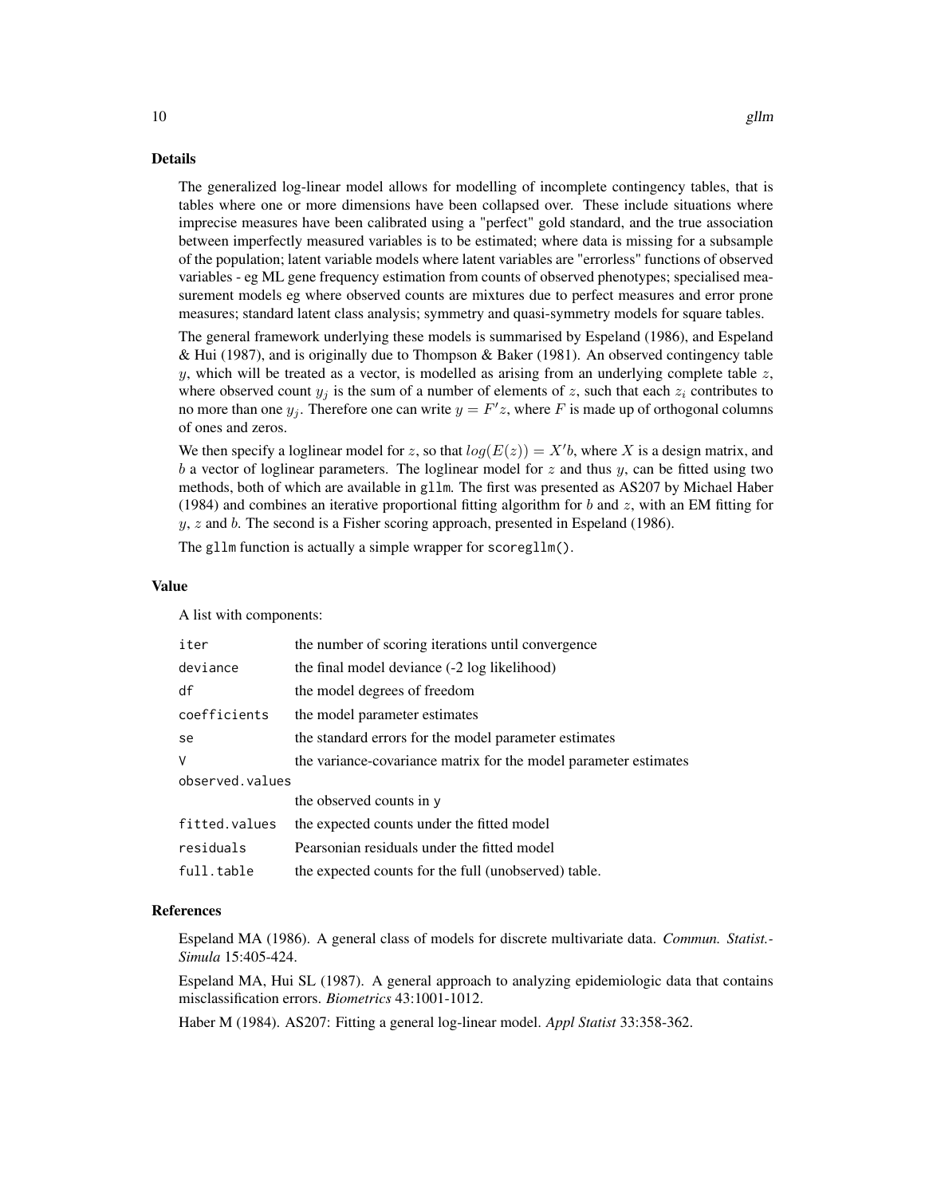## Details

The generalized log-linear model allows for modelling of incomplete contingency tables, that is tables where one or more dimensions have been collapsed over. These include situations where imprecise measures have been calibrated using a "perfect" gold standard, and the true association between imperfectly measured variables is to be estimated; where data is missing for a subsample of the population; latent variable models where latent variables are "errorless" functions of observed variables - eg ML gene frequency estimation from counts of observed phenotypes; specialised measurement models eg where observed counts are mixtures due to perfect measures and error prone measures; standard latent class analysis; symmetry and quasi-symmetry models for square tables.

The general framework underlying these models is summarised by Espeland (1986), and Espeland & Hui (1987), and is originally due to Thompson & Baker (1981). An observed contingency table $y$, which will be treated as a vector, is modelled as arising from an underlying complete table $z$, where observed count $y_j$ is the sum of a number of elements of $z$, such that each $z_i$ contributes to no more than one $y_j$. Therefore one can write $y = F'z$, where $F$ is made up of orthogonal columns of ones and zeros.

We then specify a loglinear model for $z$, so that $log(E(z)) = X'b$, where $X$ is a design matrix, and $b$ a vector of loglinear parameters. The loglinear model for $z$ and thus $y$, can be fitted using two methods, both of which are available in `gllm`. The first was presented as AS207 by Michael Haber (1984) and combines an iterative proportional fitting algorithm for $b$ and $z$, with an EM fitting for $y$, $z$ and $b$. The second is a Fisher scoring approach, presented in Espeland (1986).

The `gllm` function is actually a simple wrapper for `scoregllm()`.

## Value

A list with components:

| | |
|---|---|
| `iter` | the number of scoring iterations until convergence |
| `deviance` | the final model deviance (-2 log likelihood) |
| `df` | the model degrees of freedom |
| `coefficients` | the model parameter estimates |
| `se` | the standard errors for the model parameter estimates |
| `V` | the variance-covariance matrix for the model parameter estimates |
| `observed.values` | the observed counts in `y` |
| `fitted.values` | the expected counts under the fitted model |
| `residuals` | Pearsonian residuals under the fitted model |
| `full.table` | the expected counts for the full (unobserved) table. |

## References

Espeland MA (1986). A general class of models for discrete multivariate data. *Commun. Statist.-Simula* 15:405-424.

Espeland MA, Hui SL (1987). A general approach to analyzing epidemiologic data that contains misclassification errors. *Biometrics* 43:1001-1012.

Haber M (1984). AS207: Fitting a general log-linear model. *Appl Statist* 33:358-362.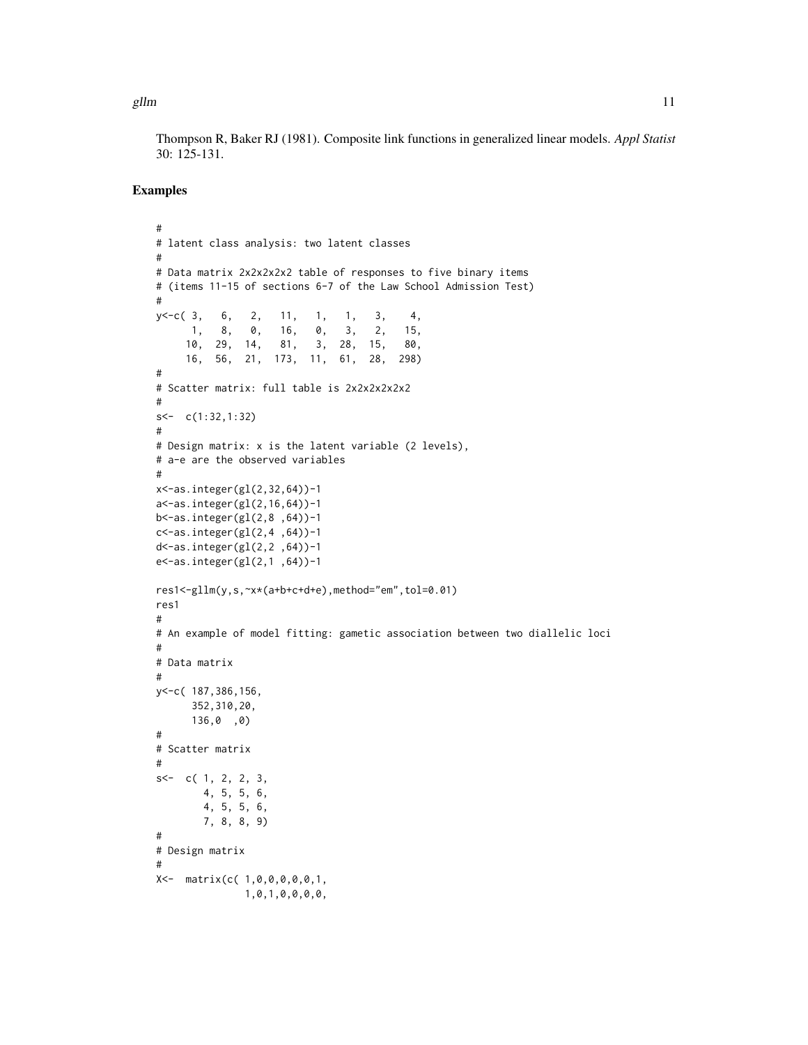Thompson R, Baker RJ (1981). Composite link functions in generalized linear models. *Appl Statist* 30: 125-131.

## Examples

```
#
# latent class analysis: two latent classes
#
# Data matrix 2x2x2x2x2 table of responses to five binary items
# (items 11-15 of sections 6-7 of the Law School Admission Test)
#
y<-c( 3,   6,   2,   11,   1,   1,   3,    4,
      1,   8,   0,   16,   0,   3,   2,   15,
     10,  29,  14,   81,   3,  28,  15,   80,
     16,  56,  21,  173,  11,  61,  28,  298)
#
# Scatter matrix: full table is 2x2x2x2x2x2
#
s<-  c(1:32,1:32)
#
# Design matrix: x is the latent variable (2 levels),
# a-e are the observed variables
#
x<-as.integer(gl(2,32,64))-1
a<-as.integer(gl(2,16,64))-1
b<-as.integer(gl(2,8 ,64))-1
c<-as.integer(gl(2,4 ,64))-1
d<-as.integer(gl(2,2 ,64))-1
e<-as.integer(gl(2,1 ,64))-1

res1<-gllm(y,s,~x*(a+b+c+d+e),method="em",tol=0.01)
res1
#
# An example of model fitting: gametic association between two diallelic loci
#
# Data matrix
#
y<-c( 187,386,156,
      352,310,20,
      136,0  ,0)
#
# Scatter matrix
#
s<-  c( 1, 2, 2, 3,
        4, 5, 5, 6,
        4, 5, 5, 6,
        7, 8, 8, 9)
#
# Design matrix
#
X<-  matrix(c( 1,0,0,0,0,0,1,
               1,0,1,0,0,0,0,
```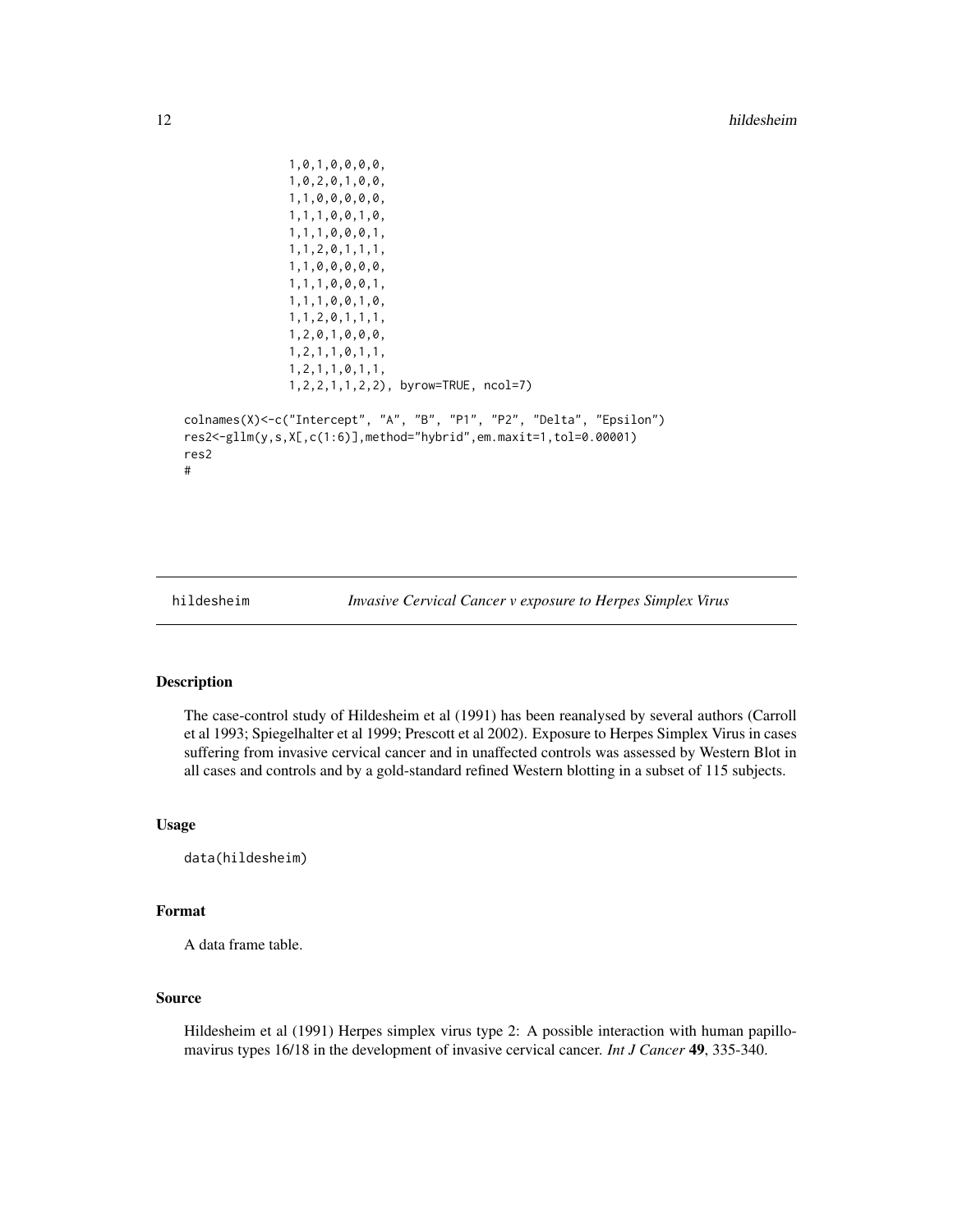```
1,0,1,0,0,0,0,
1,0,2,0,1,0,0,
1,1,0,0,0,0,0,
1,1,1,0,0,1,0,
1,1,1,0,0,0,1,
1,1,2,0,1,1,1,
1,1,0,0,0,0,0,
1,1,1,0,0,0,1,
1,1,1,0,0,1,0,
1,1,2,0,1,1,1,
1,2,0,1,0,0,0,
1,2,1,1,0,1,1,
1,2,1,1,0,1,1,
1,2,2,1,1,2,2), byrow=TRUE, ncol=7)

colnames(X)<-c("Intercept", "A", "B", "P1", "P2", "Delta", "Epsilon")
res2<-gllm(y,s,X[,c(1:6)],method="hybrid",em.maxit=1,tol=0.00001)
res2
#
```

## hildesheim — *Invasive Cervical Cancer v exposure to Herpes Simplex Virus*

### Description

The case-control study of Hildesheim et al (1991) has been reanalysed by several authors (Carroll et al 1993; Spiegelhalter et al 1999; Prescott et al 2002). Exposure to Herpes Simplex Virus in cases suffering from invasive cervical cancer and in unaffected controls was assessed by Western Blot in all cases and controls and by a gold-standard refined Western blotting in a subset of 115 subjects.

### Usage

```
data(hildesheim)
```

### Format

A data frame table.

### Source

Hildesheim et al (1991) Herpes simplex virus type 2: A possible interaction with human papillomavirus types 16/18 in the development of invasive cervical cancer. *Int J Cancer* **49**, 335-340.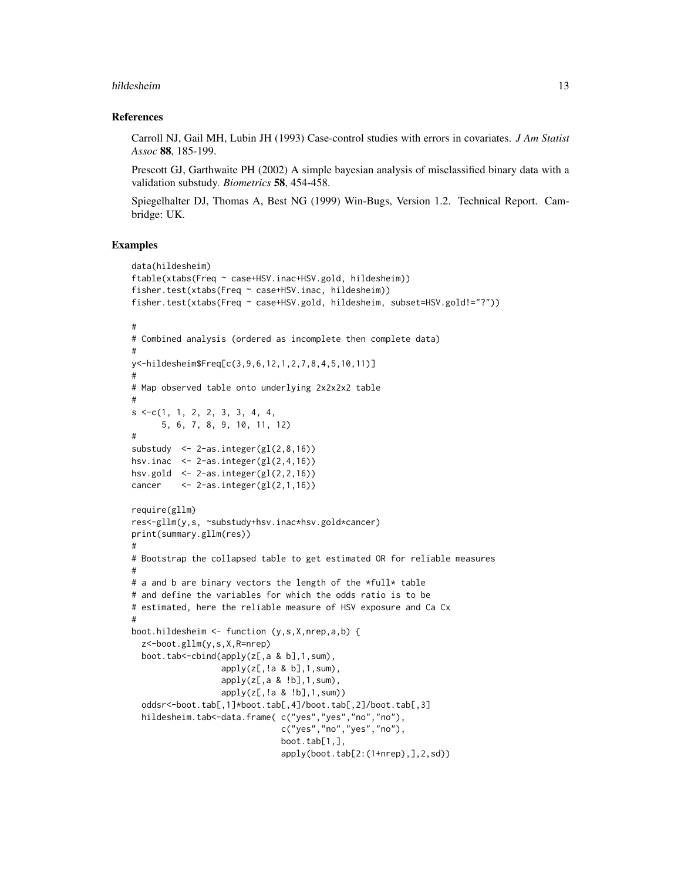## References

Carroll NJ, Gail MH, Lubin JH (1993) Case-control studies with errors in covariates. *J Am Statist Assoc* **88**, 185-199.

Prescott GJ, Garthwaite PH (2002) A simple bayesian analysis of misclassified binary data with a validation substudy. *Biometrics* **58**, 454-458.

Spiegelhalter DJ, Thomas A, Best NG (1999) Win-Bugs, Version 1.2. Technical Report. Cambridge: UK.

## Examples

```
data(hildesheim)
ftable(xtabs(Freq ~ case+HSV.inac+HSV.gold, hildesheim))
fisher.test(xtabs(Freq ~ case+HSV.inac, hildesheim))
fisher.test(xtabs(Freq ~ case+HSV.gold, hildesheim, subset=HSV.gold!="?"))

#
# Combined analysis (ordered as incomplete then complete data)
#
y<-hildesheim$Freq[c(3,9,6,12,1,2,7,8,4,5,10,11)]
#
# Map observed table onto underlying 2x2x2x2 table
#
s <-c(1, 1, 2, 2, 3, 3, 4, 4,
      5, 6, 7, 8, 9, 10, 11, 12)
#
substudy  <- 2-as.integer(gl(2,8,16))
hsv.inac  <- 2-as.integer(gl(2,4,16))
hsv.gold  <- 2-as.integer(gl(2,2,16))
cancer    <- 2-as.integer(gl(2,1,16))

require(gllm)
res<-gllm(y,s, ~substudy+hsv.inac*hsv.gold*cancer)
print(summary.gllm(res))
#
# Bootstrap the collapsed table to get estimated OR for reliable measures
#
# a and b are binary vectors the length of the *full* table
# and define the variables for which the odds ratio is to be
# estimated, here the reliable measure of HSV exposure and Ca Cx
#
boot.hildesheim <- function (y,s,X,nrep,a,b) {
  z<-boot.gllm(y,s,X,R=nrep)
  boot.tab<-cbind(apply(z[,a & b],1,sum),
                  apply(z[,!a & b],1,sum),
                  apply(z[,a & !b],1,sum),
                  apply(z[,!a & !b],1,sum))
  oddsr<-boot.tab[,1]*boot.tab[,4]/boot.tab[,2]/boot.tab[,3]
  hildesheim.tab<-data.frame( c("yes","yes","no","no"),
                              c("yes","no","yes","no"),
                              boot.tab[1,],
                              apply(boot.tab[2:(1+nrep),],2,sd))
```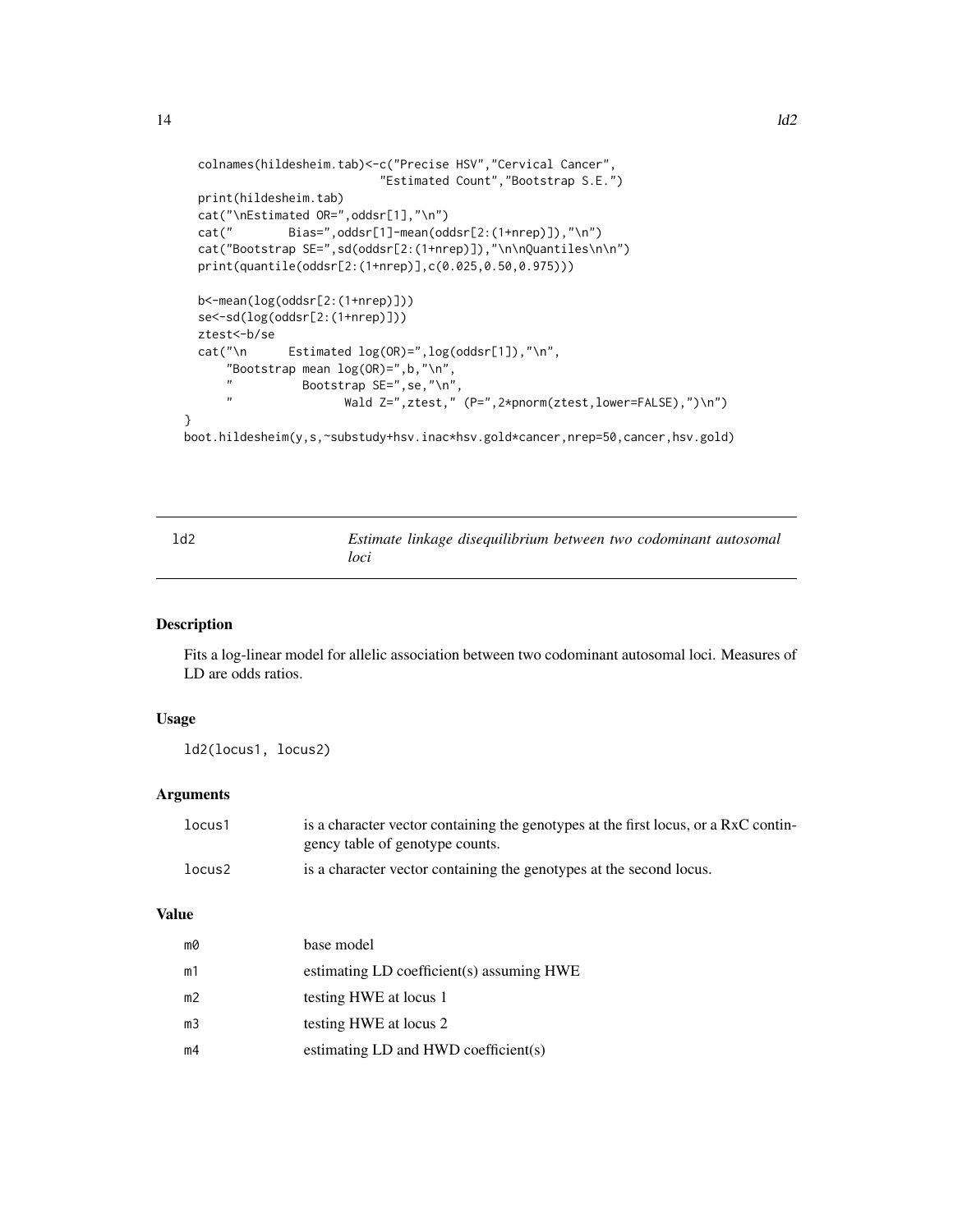```
  colnames(hildesheim.tab)<-c("Precise HSV","Cervical Cancer",
                              "Estimated Count","Bootstrap S.E.")
  print(hildesheim.tab)
  cat("\nEstimated OR=",oddsr[1],"\n")
  cat("        Bias=",oddsr[1]-mean(oddsr[2:(1+nrep)]),"\n")
  cat("Bootstrap SE=",sd(oddsr[2:(1+nrep)]),"\n\nQuantiles\n\n")
  print(quantile(oddsr[2:(1+nrep)],c(0.025,0.50,0.975)))

  b<-mean(log(oddsr[2:(1+nrep)]))
  se<-sd(log(oddsr[2:(1+nrep)]))
  ztest<-b/se
  cat("\n      Estimated log(OR)=",log(oddsr[1]),"\n",
      "Bootstrap mean log(OR)=",b,"\n",
      "          Bootstrap SE=",se,"\n",
      "                Wald Z=",ztest," (P=",2*pnorm(ztest,lower=FALSE),")\n")
}
boot.hildesheim(y,s,~substudy+hsv.inac*hsv.gold*cancer,nrep=50,cancer,hsv.gold)
```

## ld2 — *Estimate linkage disequilibrium between two codominant autosomal loci*

### Description

Fits a log-linear model for allelic association between two codominant autosomal loci. Measures of LD are odds ratios.

### Usage

```
ld2(locus1, locus2)
```

### Arguments

| | |
|---|---|
| `locus1` | is a character vector containing the genotypes at the first locus, or a RxC contingency table of genotype counts. |
| `locus2` | is a character vector containing the genotypes at the second locus. |

### Value

| | |
|---|---|
| `m0` | base model |
| `m1` | estimating LD coefficient(s) assuming HWE |
| `m2` | testing HWE at locus 1 |
| `m3` | testing HWE at locus 2 |
| `m4` | estimating LD and HWD coefficient(s) |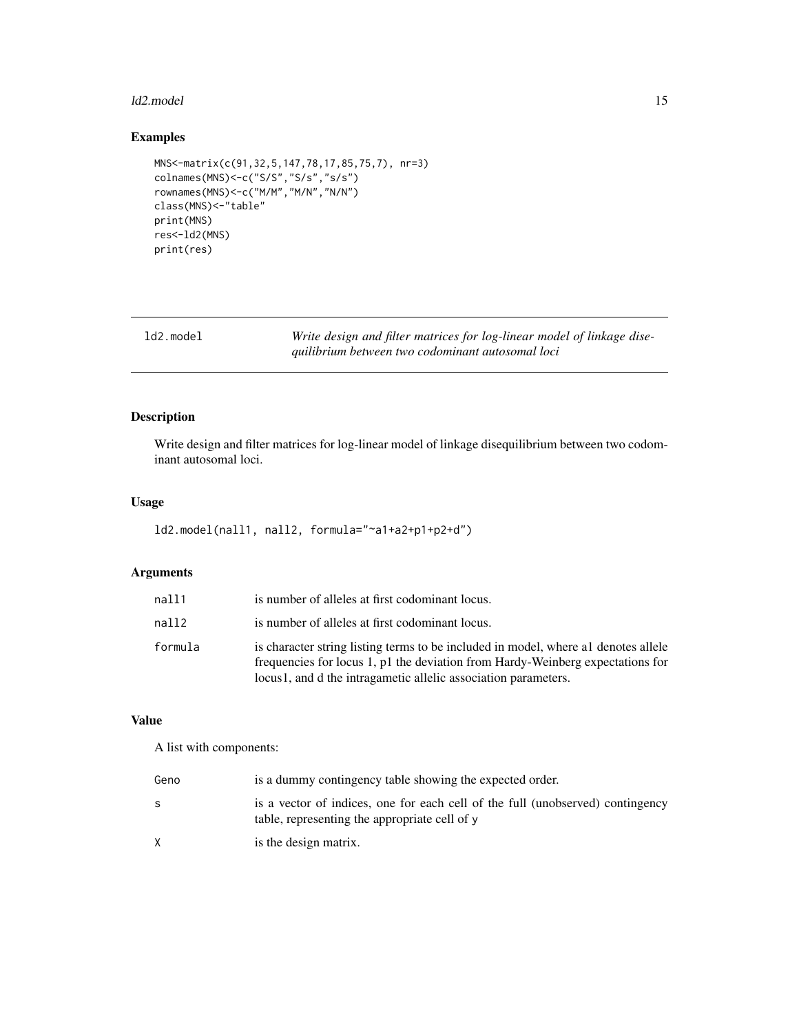## Examples

```
MNS<-matrix(c(91,32,5,147,78,17,85,75,7), nr=3)
colnames(MNS)<-c("S/S","S/s","s/s")
rownames(MNS)<-c("M/M","M/N","N/N")
class(MNS)<-"table"
print(MNS)
res<-ld2(MNS)
print(res)
```

---

# ld2.model

*Write design and filter matrices for log-linear model of linkage disequilibrium between two codominant autosomal loci*

---

## Description

Write design and filter matrices for log-linear model of linkage disequilibrium between two codominant autosomal loci.

## Usage

```
ld2.model(nall1, nall2, formula="~a1+a2+p1+p2+d")
```

## Arguments

| | |
|---|---|
| `nall1` | is number of alleles at first codominant locus. |
| `nall2` | is number of alleles at first codominant locus. |
| `formula` | is character string listing terms to be included in model, where a1 denotes allele frequencies for locus 1, p1 the deviation from Hardy-Weinberg expectations for locus1, and d the intragametic allelic association parameters. |

## Value

A list with components:

| | |
|---|---|
| `Geno` | is a dummy contingency table showing the expected order. |
| `s` | is a vector of indices, one for each cell of the full (unobserved) contingency table, representing the appropriate cell of `y` |
| `X` | is the design matrix. |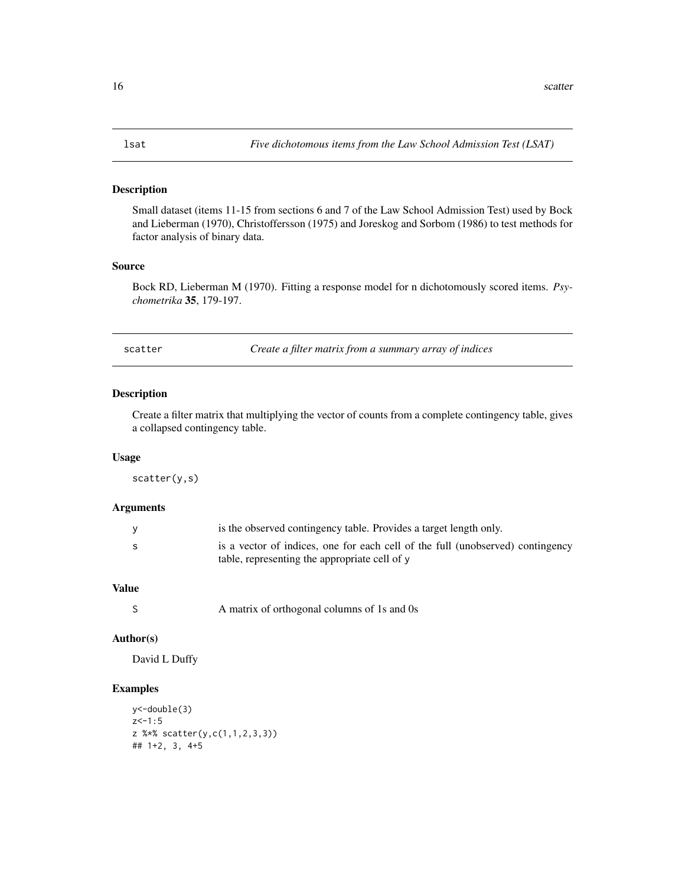## lsat — *Five dichotomous items from the Law School Admission Test (LSAT)*

### Description

Small dataset (items 11-15 from sections 6 and 7 of the Law School Admission Test) used by Bock and Lieberman (1970), Christoffersson (1975) and Joreskog and Sorbom (1986) to test methods for factor analysis of binary data.

### Source

Bock RD, Lieberman M (1970). Fitting a response model for n dichotomously scored items. *Psychometrika* **35**, 179-197.

## scatter — *Create a filter matrix from a summary array of indices*

### Description

Create a filter matrix that multiplying the vector of counts from a complete contingency table, gives a collapsed contingency table.

### Usage

```
scatter(y,s)
```

### Arguments

| | |
|---|---|
| y | is the observed contingency table. Provides a target length only. |
| s | is a vector of indices, one for each cell of the full (unobserved) contingency table, representing the appropriate cell of y |

### Value

| | |
|---|---|
| S | A matrix of orthogonal columns of 1s and 0s |

### Author(s)

David L Duffy

### Examples

```
y<-double(3)
z<-1:5
z %*% scatter(y,c(1,1,2,3,3))
## 1+2, 3, 4+5
```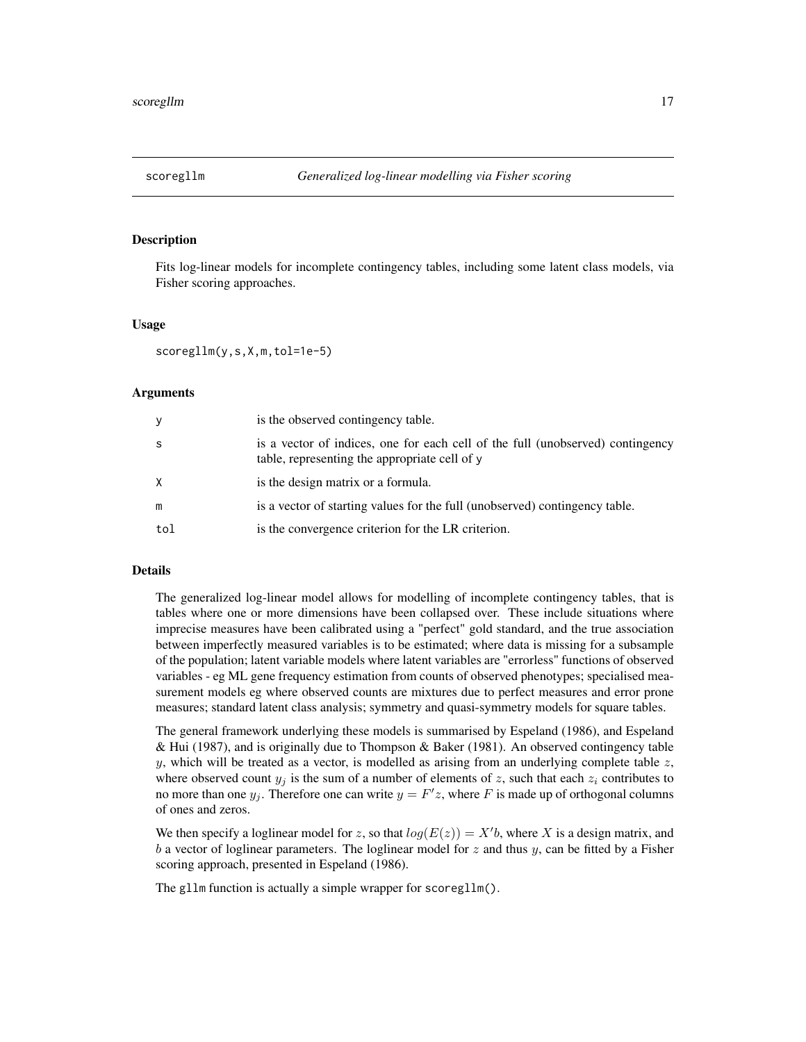# scoregllm — Generalized log-linear modelling via Fisher scoring

## Description

Fits log-linear models for incomplete contingency tables, including some latent class models, via Fisher scoring approaches.

## Usage

```
scoregllm(y,s,X,m,tol=1e-5)
```

## Arguments

| | |
|---|---|
| y | is the observed contingency table. |
| s | is a vector of indices, one for each cell of the full (unobserved) contingency table, representing the appropriate cell of y |
| X | is the design matrix or a formula. |
| m | is a vector of starting values for the full (unobserved) contingency table. |
| tol | is the convergence criterion for the LR criterion. |

## Details

The generalized log-linear model allows for modelling of incomplete contingency tables, that is tables where one or more dimensions have been collapsed over. These include situations where imprecise measures have been calibrated using a "perfect" gold standard, and the true association between imperfectly measured variables is to be estimated; where data is missing for a subsample of the population; latent variable models where latent variables are "errorless" functions of observed variables - eg ML gene frequency estimation from counts of observed phenotypes; specialised measurement models eg where observed counts are mixtures due to perfect measures and error prone measures; standard latent class analysis; symmetry and quasi-symmetry models for square tables.

The general framework underlying these models is summarised by Espeland (1986), and Espeland & Hui (1987), and is originally due to Thompson & Baker (1981). An observed contingency table $y$, which will be treated as a vector, is modelled as arising from an underlying complete table $z$, where observed count $y_j$ is the sum of a number of elements of $z$, such that each $z_i$ contributes to no more than one $y_j$. Therefore one can write $y = F'z$, where $F$ is made up of orthogonal columns of ones and zeros.

We then specify a loglinear model for $z$, so that $log(E(z)) = X'b$, where $X$ is a design matrix, and $b$ a vector of loglinear parameters. The loglinear model for $z$ and thus $y$, can be fitted by a Fisher scoring approach, presented in Espeland (1986).

The gllm function is actually a simple wrapper for scoregllm().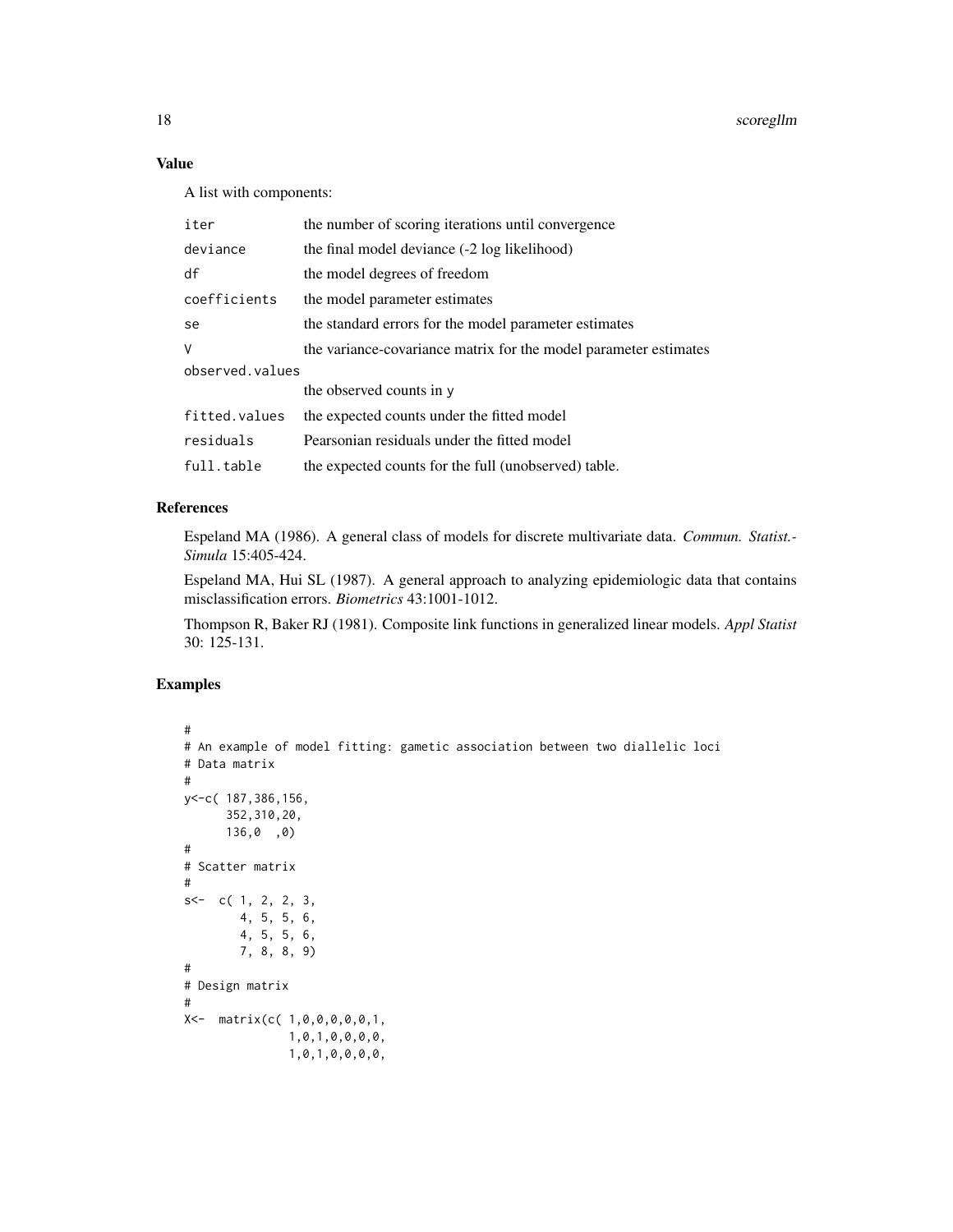### Value

A list with components:

| | |
|---|---|
| iter | the number of scoring iterations until convergence |
| deviance | the final model deviance (-2 log likelihood) |
| df | the model degrees of freedom |
| coefficients | the model parameter estimates |
| se | the standard errors for the model parameter estimates |
| V | the variance-covariance matrix for the model parameter estimates |
| observed.values | the observed counts in y |
| fitted.values | the expected counts under the fitted model |
| residuals | Pearsonian residuals under the fitted model |
| full.table | the expected counts for the full (unobserved) table. |

### References

Espeland MA (1986). A general class of models for discrete multivariate data. *Commun. Statist.-Simula* 15:405-424.

Espeland MA, Hui SL (1987). A general approach to analyzing epidemiologic data that contains misclassification errors. *Biometrics* 43:1001-1012.

Thompson R, Baker RJ (1981). Composite link functions in generalized linear models. *Appl Statist* 30: 125-131.

### Examples

```
#
# An example of model fitting: gametic association between two diallelic loci
# Data matrix
#
y<-c( 187,386,156,
      352,310,20,
      136,0  ,0)
#
# Scatter matrix
#
s<-  c( 1, 2, 2, 3,
        4, 5, 5, 6,
        4, 5, 5, 6,
        7, 8, 8, 9)
#
# Design matrix
#
X<-  matrix(c( 1,0,0,0,0,0,1,
               1,0,1,0,0,0,0,
               1,0,1,0,0,0,0,
```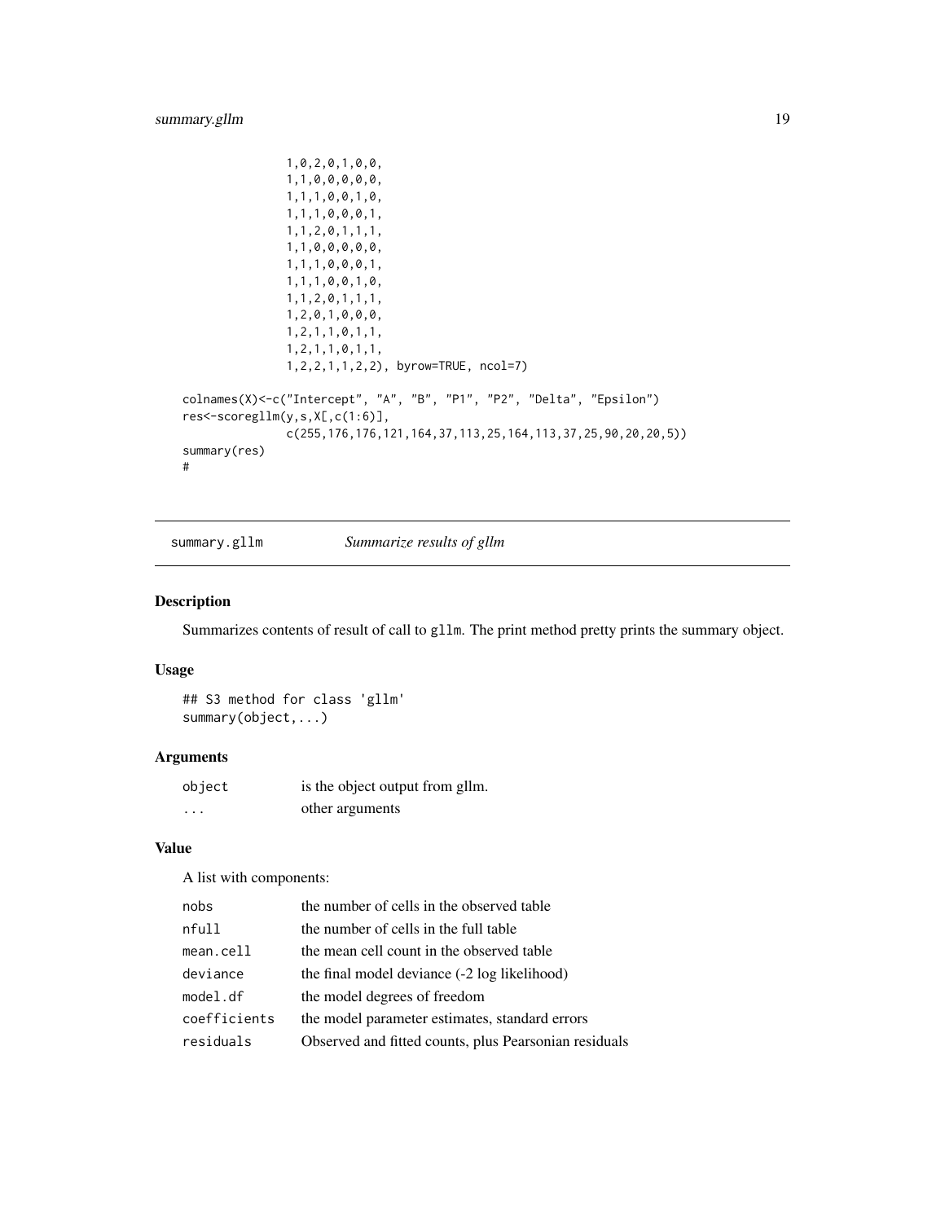```
               1,0,2,0,1,0,0,
               1,1,0,0,0,0,0,
               1,1,1,0,0,1,0,
               1,1,1,0,0,0,1,
               1,1,2,0,1,1,1,
               1,1,0,0,0,0,0,
               1,1,1,0,0,0,1,
               1,1,1,0,0,1,0,
               1,1,2,0,1,1,1,
               1,2,0,1,0,0,0,
               1,2,1,1,0,1,1,
               1,2,1,1,0,1,1,
               1,2,2,1,1,2,2), byrow=TRUE, ncol=7)

colnames(X)<-c("Intercept", "A", "B", "P1", "P2", "Delta", "Epsilon")
res<-scoregllm(y,s,X[,c(1:6)],
               c(255,176,176,121,164,37,113,25,164,113,37,25,90,20,20,5))
summary(res)
#
```

## summary.gllm *Summarize results of gllm*

### Description

Summarizes contents of result of call to gllm. The print method pretty prints the summary object.

### Usage

```
## S3 method for class 'gllm'
summary(object,...)
```

### Arguments

| | |
|---|---|
| object | is the object output from gllm. |
| ... | other arguments |

### Value

A list with components:

| | |
|---|---|
| nobs | the number of cells in the observed table |
| nfull | the number of cells in the full table |
| mean.cell | the mean cell count in the observed table |
| deviance | the final model deviance (-2 log likelihood) |
| model.df | the model degrees of freedom |
| coefficients | the model parameter estimates, standard errors |
| residuals | Observed and fitted counts, plus Pearsonian residuals |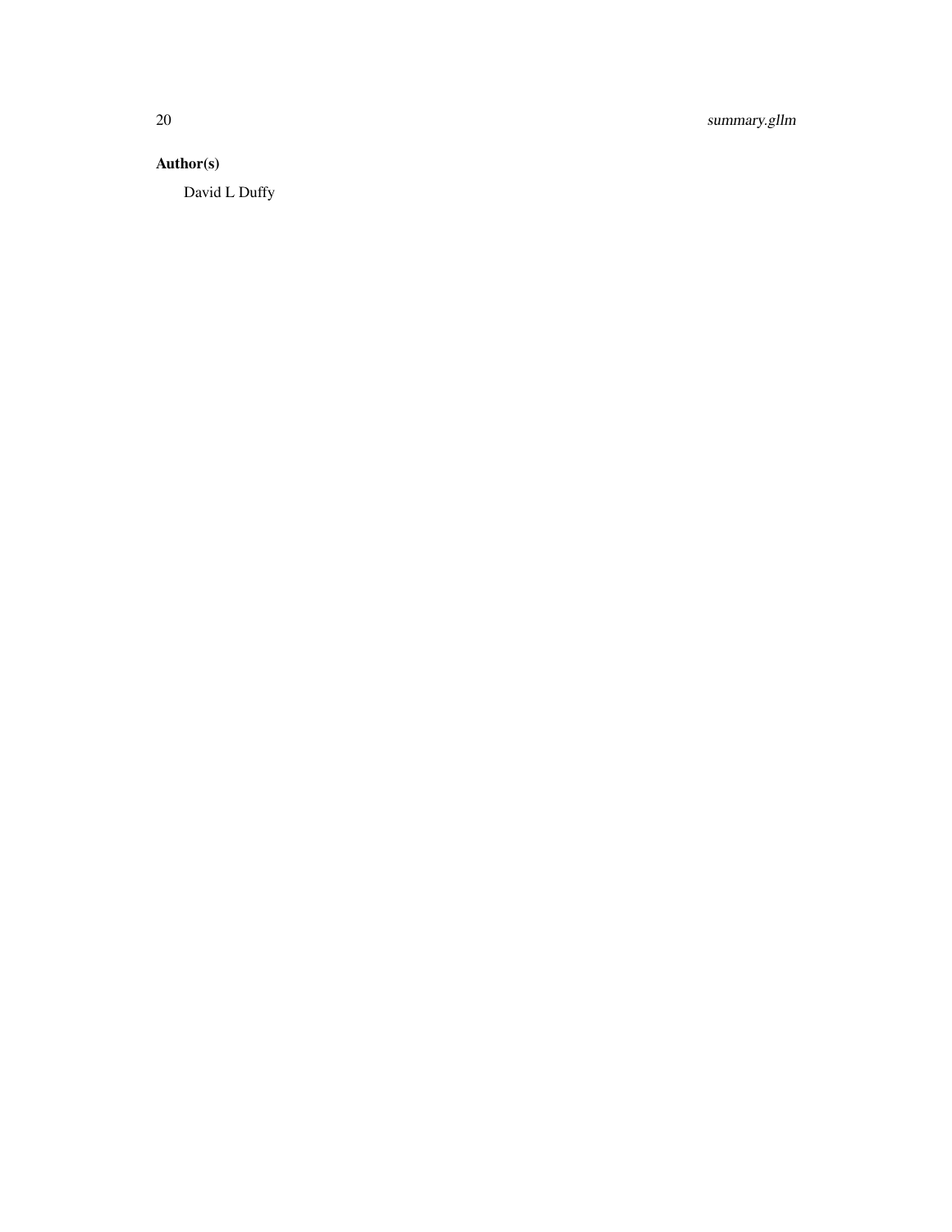### Author(s)

David L Duffy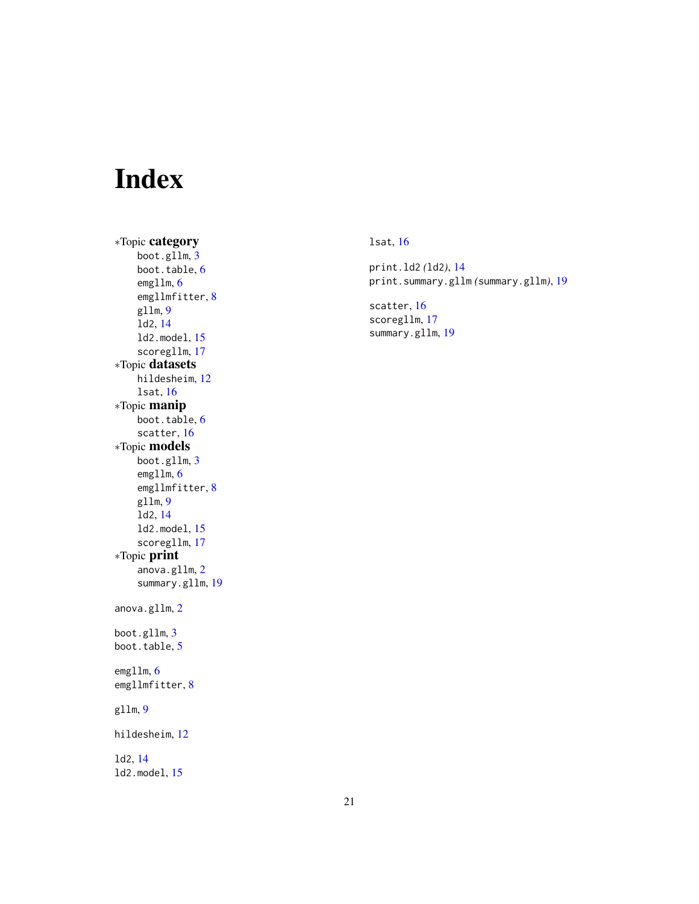# Index

∗Topic **category**
- boot.gllm, 3
- boot.table, 6
- emgllm, 6
- emgllmfitter, 8
- gllm, 9
- ld2, 14
- ld2.model, 15
- scoregllm, 17

∗Topic **datasets**
- hildesheim, 12
- lsat, 16

∗Topic **manip**
- boot.table, 6
- scatter, 16

∗Topic **models**
- boot.gllm, 3
- emgllm, 6
- emgllmfitter, 8
- gllm, 9
- ld2, 14
- ld2.model, 15
- scoregllm, 17

∗Topic **print**
- anova.gllm, 2
- summary.gllm, 19

anova.gllm, 2

boot.gllm, 3
boot.table, 5

emgllm, 6
emgllmfitter, 8

gllm, 9

hildesheim, 12

ld2, 14
ld2.model, 15

lsat, 16

print.ld2 *(*ld2*)*, 14
print.summary.gllm *(*summary.gllm*)*, 19

scatter, 16
scoregllm, 17
summary.gllm, 19